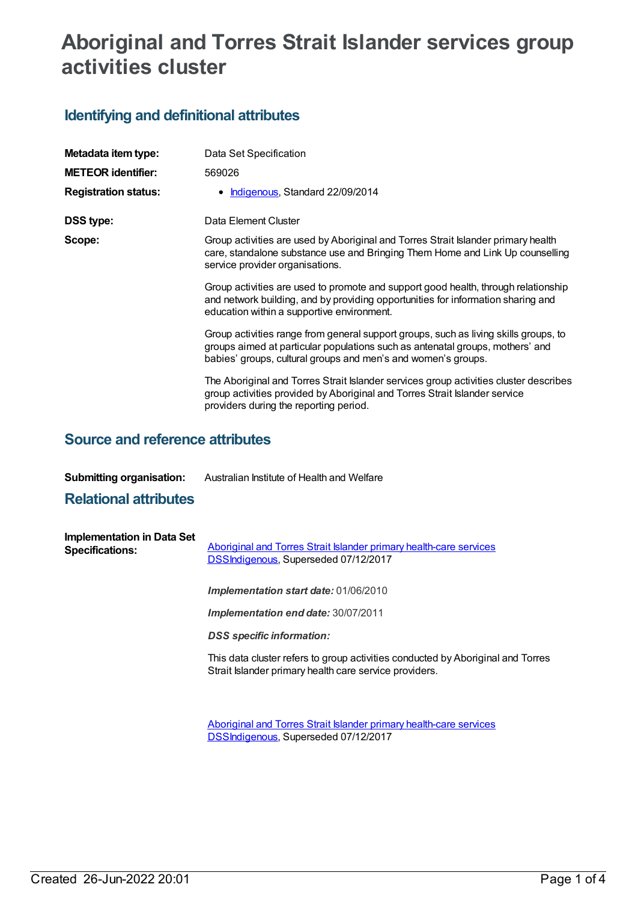# Aboriginal and Torres Strait Islander services group activities cluster

## Identifying and definitional attributes

**Metadata item type:** Data Set Specification

**METEOR identifier:** 569026

**Registration status:**
- Indigenous, Standard 22/09/2014

**DSS type:** Data Element Cluster

**Scope:** Group activities are used by Aboriginal and Torres Strait Islander primary health care, standalone substance use and Bringing Them Home and Link Up counselling service provider organisations.

Group activities are used to promote and support good health, through relationship and network building, and by providing opportunities for information sharing and education within a supportive environment.

Group activities range from general support groups, such as living skills groups, to groups aimed at particular populations such as antenatal groups, mothers' and babies' groups, cultural groups and men's and women's groups.

The Aboriginal and Torres Strait Islander services group activities cluster describes group activities provided by Aboriginal and Torres Strait Islander service providers during the reporting period.

## Source and reference attributes

**Submitting organisation:** Australian Institute of Health and Welfare

## Relational attributes

**Implementation in Data Set Specifications:**

Aboriginal and Torres Strait Islander primary health-care services DSSIndigenous, Superseded 07/12/2017

***Implementation start date:*** 01/06/2010

***Implementation end date:*** 30/07/2011

***DSS specific information:***

This data cluster refers to group activities conducted by Aboriginal and Torres Strait Islander primary health care service providers.

Aboriginal and Torres Strait Islander primary health-care services DSSIndigenous, Superseded 07/12/2017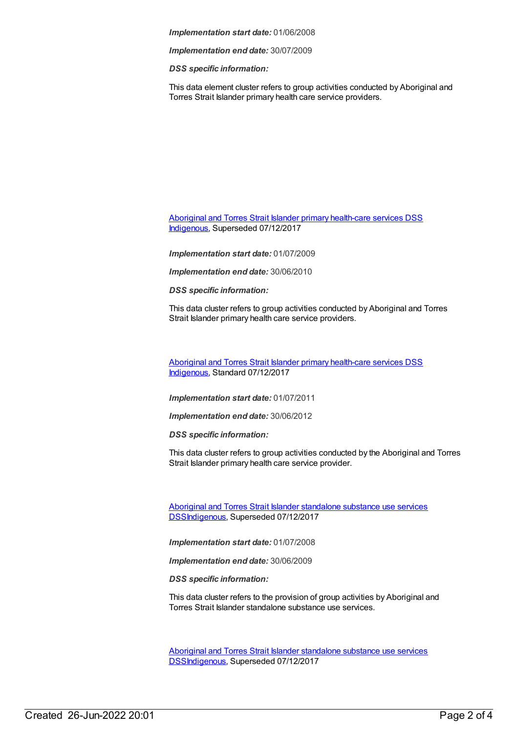***Implementation start date:*** 01/06/2008

***Implementation end date:*** 30/07/2009

***DSS specific information:***

This data element cluster refers to group activities conducted by Aboriginal and Torres Strait Islander primary health care service providers.

Aboriginal and Torres Strait Islander primary health-care services DSS Indigenous, Superseded 07/12/2017

***Implementation start date:*** 01/07/2009

***Implementation end date:*** 30/06/2010

***DSS specific information:***

This data cluster refers to group activities conducted by Aboriginal and Torres Strait Islander primary health care service providers.

Aboriginal and Torres Strait Islander primary health-care services DSS Indigenous, Standard 07/12/2017

***Implementation start date:*** 01/07/2011

***Implementation end date:*** 30/06/2012

***DSS specific information:***

This data cluster refers to group activities conducted by the Aboriginal and Torres Strait Islander primary health care service provider.

Aboriginal and Torres Strait Islander standalone substance use services DSSIndigenous, Superseded 07/12/2017

***Implementation start date:*** 01/07/2008

***Implementation end date:*** 30/06/2009

***DSS specific information:***

This data cluster refers to the provision of group activities by Aboriginal and Torres Strait Islander standalone substance use services.

Aboriginal and Torres Strait Islander standalone substance use services DSSIndigenous, Superseded 07/12/2017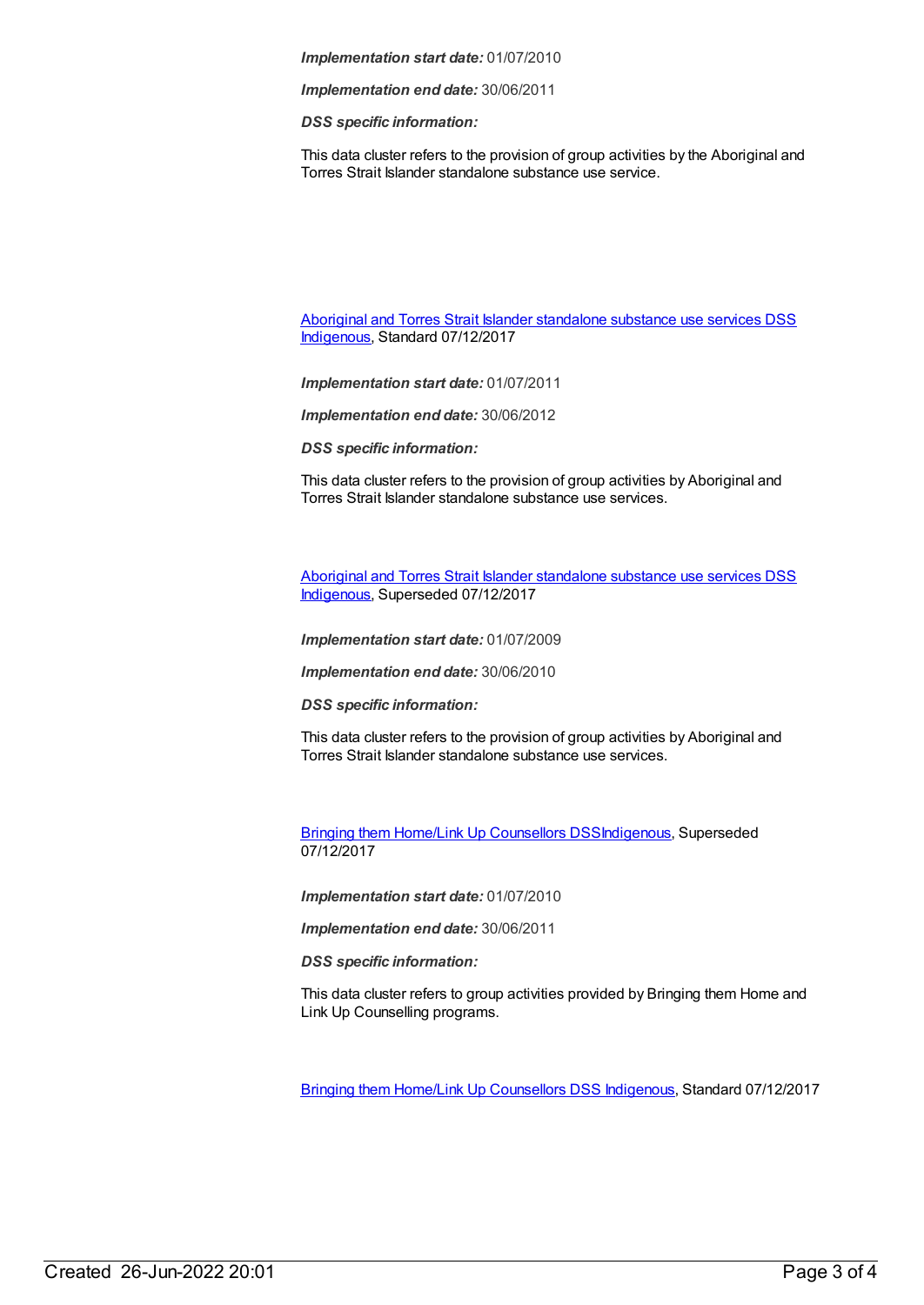***Implementation start date:*** 01/07/2010

***Implementation end date:*** 30/06/2011

***DSS specific information:***

This data cluster refers to the provision of group activities by the Aboriginal and Torres Strait Islander standalone substance use service.

Aboriginal and Torres Strait Islander standalone substance use services DSS Indigenous, Standard 07/12/2017

***Implementation start date:*** 01/07/2011

***Implementation end date:*** 30/06/2012

***DSS specific information:***

This data cluster refers to the provision of group activities by Aboriginal and Torres Strait Islander standalone substance use services.

Aboriginal and Torres Strait Islander standalone substance use services DSS Indigenous, Superseded 07/12/2017

***Implementation start date:*** 01/07/2009

***Implementation end date:*** 30/06/2010

***DSS specific information:***

This data cluster refers to the provision of group activities by Aboriginal and Torres Strait Islander standalone substance use services.

Bringing them Home/Link Up Counsellors DSSIndigenous, Superseded 07/12/2017

***Implementation start date:*** 01/07/2010

***Implementation end date:*** 30/06/2011

***DSS specific information:***

This data cluster refers to group activities provided by Bringing them Home and Link Up Counselling programs.

Bringing them Home/Link Up Counsellors DSS Indigenous, Standard 07/12/2017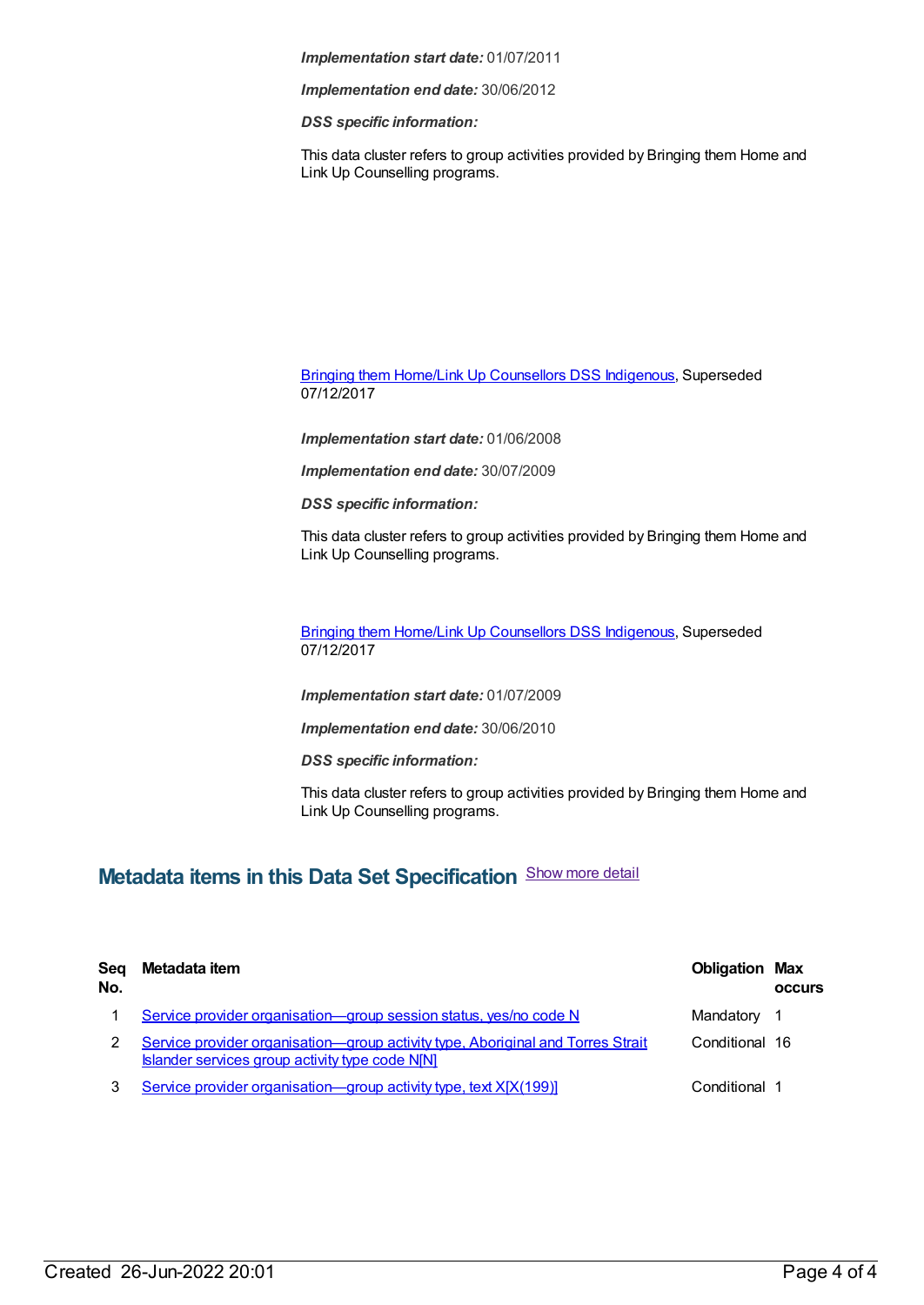***Implementation start date:*** 01/07/2011

***Implementation end date:*** 30/06/2012

***DSS specific information:***

This data cluster refers to group activities provided by Bringing them Home and Link Up Counselling programs.

Bringing them Home/Link Up Counsellors DSS Indigenous, Superseded 07/12/2017

***Implementation start date:*** 01/06/2008

***Implementation end date:*** 30/07/2009

***DSS specific information:***

This data cluster refers to group activities provided by Bringing them Home and Link Up Counselling programs.

Bringing them Home/Link Up Counsellors DSS Indigenous, Superseded 07/12/2017

***Implementation start date:*** 01/07/2009

***Implementation end date:*** 30/06/2010

***DSS specific information:***

This data cluster refers to group activities provided by Bringing them Home and Link Up Counselling programs.

## Metadata items in this Data Set Specification

Show more detail

| Seq No. | Metadata item | Obligation | Max occurs |
|---|---|---|---|
| 1 | Service provider organisation—group session status, yes/no code N | Mandatory | 1 |
| 2 | Service provider organisation—group activity type, Aboriginal and Torres Strait Islander services group activity type code N[N] | Conditional | 16 |
| 3 | Service provider organisation—group activity type, text X[X(199)] | Conditional | 1 |